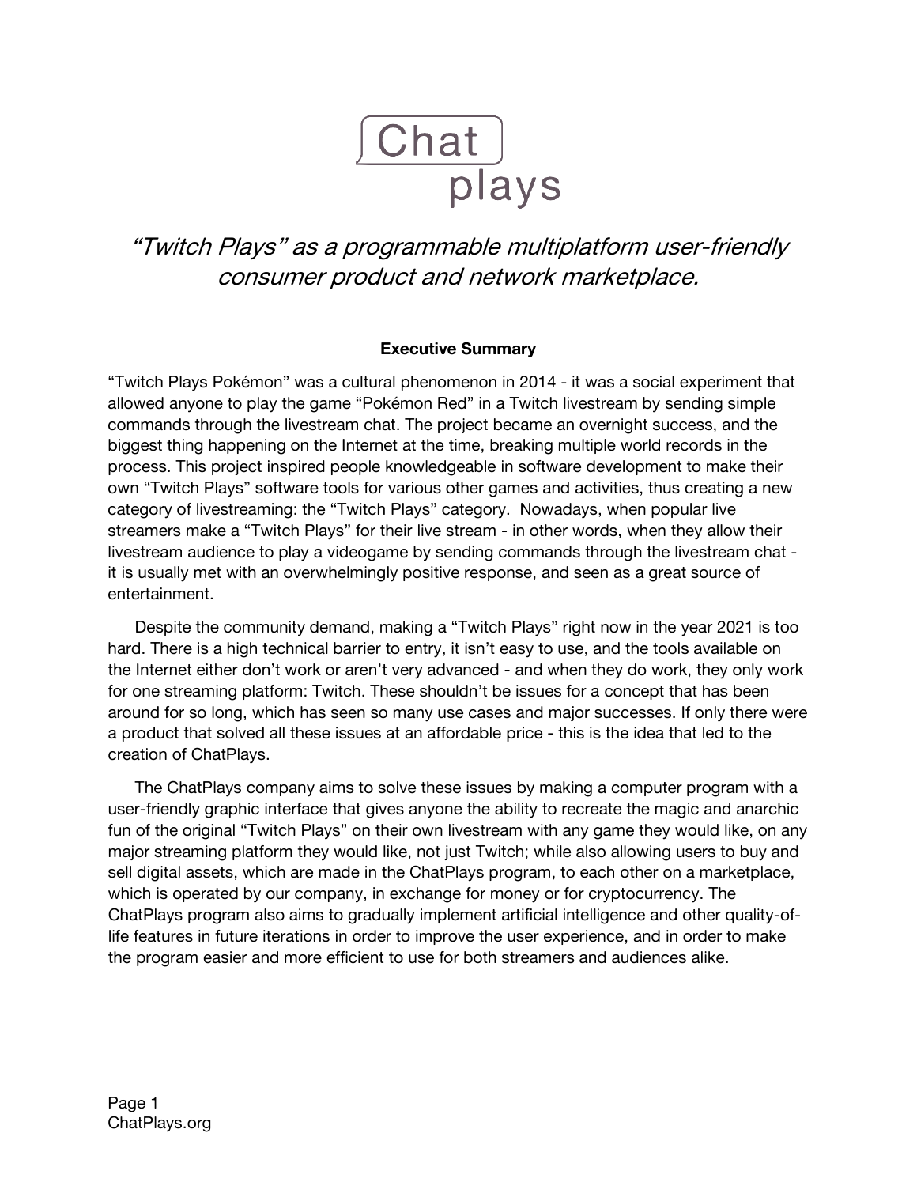# Chat plays

*"Twitch Plays" as a programmable multiplatform user-friendly consumer product and network marketplace.*

## Executive Summary

"Twitch Plays Pokémon" was a cultural phenomenon in 2014 - it was a social experiment that allowed anyone to play the game "Pokémon Red" in a Twitch livestream by sending simple commands through the livestream chat. The project became an overnight success, and the biggest thing happening on the Internet at the time, breaking multiple world records in the process. This project inspired people knowledgeable in software development to make their own "Twitch Plays" software tools for various other games and activities, thus creating a new category of livestreaming: the "Twitch Plays" category. Nowadays, when popular live streamers make a "Twitch Plays" for their live stream - in other words, when they allow their livestream audience to play a videogame by sending commands through the livestream chat - it is usually met with an overwhelmingly positive response, and seen as a great source of entertainment.

Despite the community demand, making a "Twitch Plays" right now in the year 2021 is too hard. There is a high technical barrier to entry, it isn't easy to use, and the tools available on the Internet either don't work or aren't very advanced - and when they do work, they only work for one streaming platform: Twitch. These shouldn't be issues for a concept that has been around for so long, which has seen so many use cases and major successes. If only there were a product that solved all these issues at an affordable price - this is the idea that led to the creation of ChatPlays.

The ChatPlays company aims to solve these issues by making a computer program with a user-friendly graphic interface that gives anyone the ability to recreate the magic and anarchic fun of the original "Twitch Plays" on their own livestream with any game they would like, on any major streaming platform they would like, not just Twitch; while also allowing users to buy and sell digital assets, which are made in the ChatPlays program, to each other on a marketplace, which is operated by our company, in exchange for money or for cryptocurrency. The ChatPlays program also aims to gradually implement artificial intelligence and other quality-of-life features in future iterations in order to improve the user experience, and in order to make the program easier and more efficient to use for both streamers and audiences alike.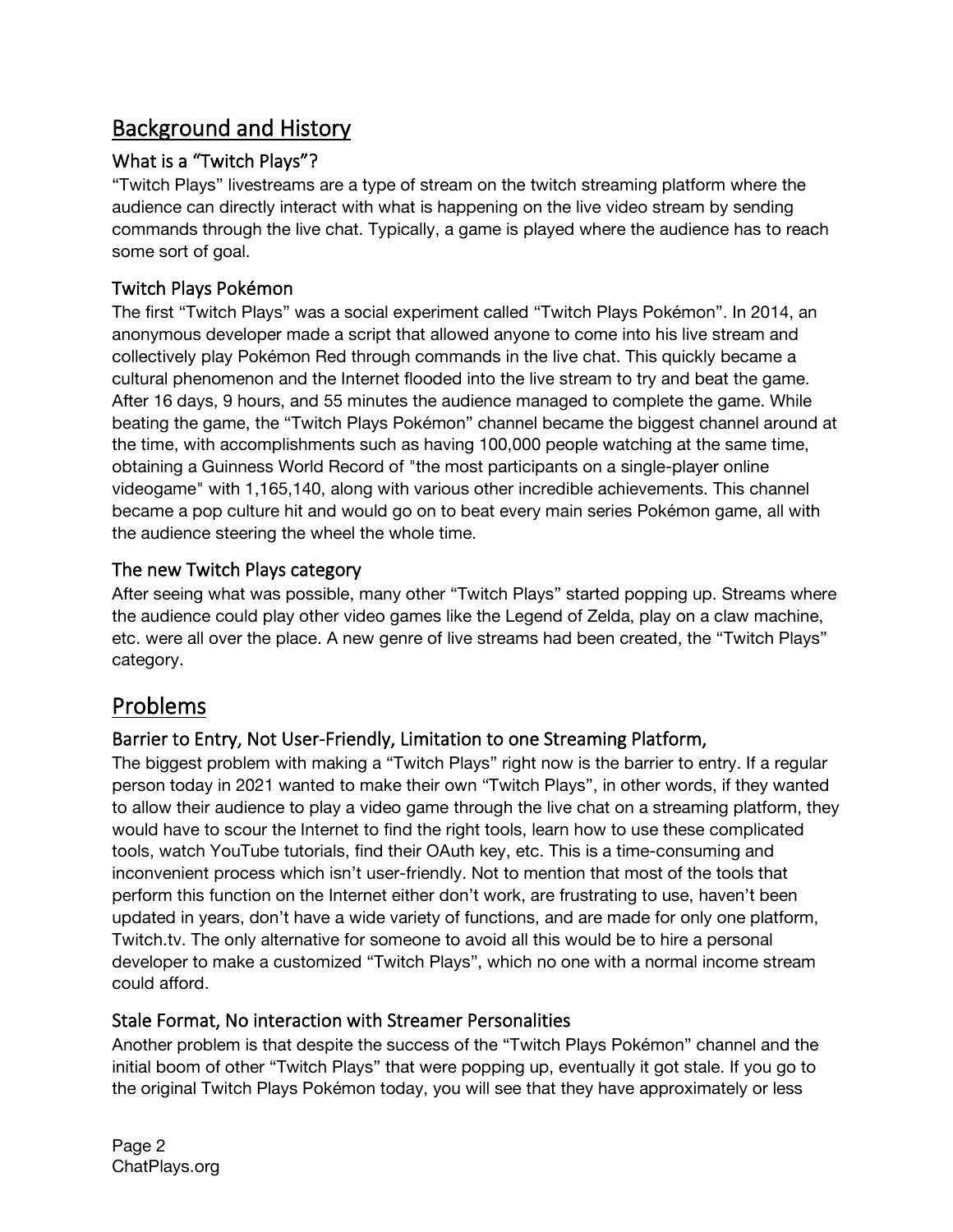# Background and History

## What is a "Twitch Plays"?

"Twitch Plays" livestreams are a type of stream on the twitch streaming platform where the audience can directly interact with what is happening on the live video stream by sending commands through the live chat. Typically, a game is played where the audience has to reach some sort of goal.

## Twitch Plays Pokémon

The first "Twitch Plays" was a social experiment called "Twitch Plays Pokémon". In 2014, an anonymous developer made a script that allowed anyone to come into his live stream and collectively play Pokémon Red through commands in the live chat. This quickly became a cultural phenomenon and the Internet flooded into the live stream to try and beat the game. After 16 days, 9 hours, and 55 minutes the audience managed to complete the game. While beating the game, the "Twitch Plays Pokémon" channel became the biggest channel around at the time, with accomplishments such as having 100,000 people watching at the same time, obtaining a Guinness World Record of "the most participants on a single-player online videogame" with 1,165,140, along with various other incredible achievements. This channel became a pop culture hit and would go on to beat every main series Pokémon game, all with the audience steering the wheel the whole time.

## The new Twitch Plays category

After seeing what was possible, many other "Twitch Plays" started popping up. Streams where the audience could play other video games like the Legend of Zelda, play on a claw machine, etc. were all over the place. A new genre of live streams had been created, the "Twitch Plays" category.

# Problems

## Barrier to Entry, Not User-Friendly, Limitation to one Streaming Platform,

The biggest problem with making a "Twitch Plays" right now is the barrier to entry. If a regular person today in 2021 wanted to make their own "Twitch Plays", in other words, if they wanted to allow their audience to play a video game through the live chat on a streaming platform, they would have to scour the Internet to find the right tools, learn how to use these complicated tools, watch YouTube tutorials, find their OAuth key, etc. This is a time-consuming and inconvenient process which isn't user-friendly. Not to mention that most of the tools that perform this function on the Internet either don't work, are frustrating to use, haven't been updated in years, don't have a wide variety of functions, and are made for only one platform, Twitch.tv. The only alternative for someone to avoid all this would be to hire a personal developer to make a customized "Twitch Plays", which no one with a normal income stream could afford.

## Stale Format, No interaction with Streamer Personalities

Another problem is that despite the success of the "Twitch Plays Pokémon" channel and the initial boom of other "Twitch Plays" that were popping up, eventually it got stale. If you go to the original Twitch Plays Pokémon today, you will see that they have approximately or less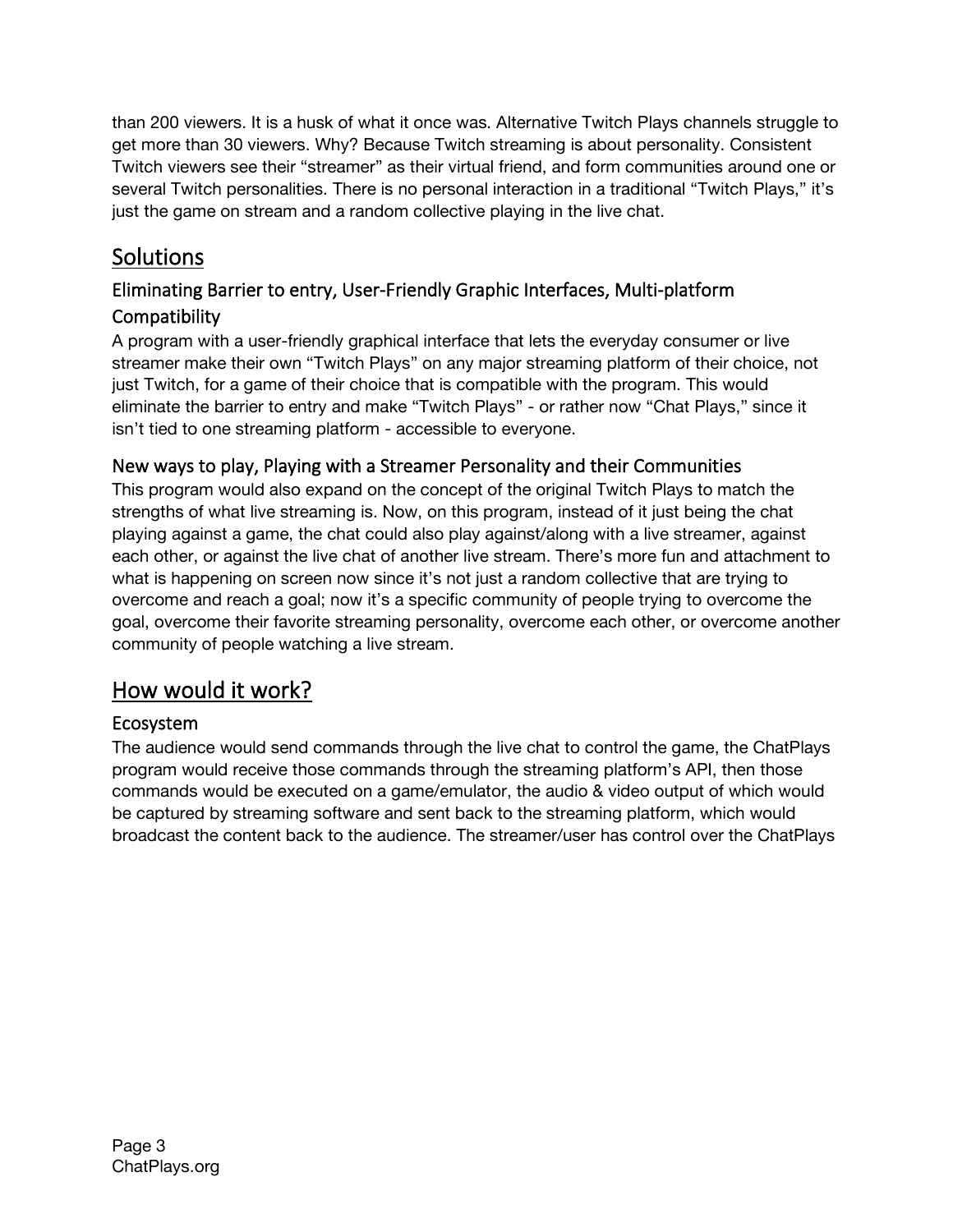than 200 viewers. It is a husk of what it once was. Alternative Twitch Plays channels struggle to get more than 30 viewers. Why? Because Twitch streaming is about personality. Consistent Twitch viewers see their "streamer" as their virtual friend, and form communities around one or several Twitch personalities. There is no personal interaction in a traditional "Twitch Plays," it's just the game on stream and a random collective playing in the live chat.

## Solutions

### Eliminating Barrier to entry, User-Friendly Graphic Interfaces, Multi-platform Compatibility

A program with a user-friendly graphical interface that lets the everyday consumer or live streamer make their own "Twitch Plays" on any major streaming platform of their choice, not just Twitch, for a game of their choice that is compatible with the program. This would eliminate the barrier to entry and make "Twitch Plays" - or rather now "Chat Plays," since it isn't tied to one streaming platform - accessible to everyone.

### New ways to play, Playing with a Streamer Personality and their Communities

This program would also expand on the concept of the original Twitch Plays to match the strengths of what live streaming is. Now, on this program, instead of it just being the chat playing against a game, the chat could also play against/along with a live streamer, against each other, or against the live chat of another live stream. There's more fun and attachment to what is happening on screen now since it's not just a random collective that are trying to overcome and reach a goal; now it's a specific community of people trying to overcome the goal, overcome their favorite streaming personality, overcome each other, or overcome another community of people watching a live stream.

## How would it work?

### Ecosystem

The audience would send commands through the live chat to control the game, the ChatPlays program would receive those commands through the streaming platform's API, then those commands would be executed on a game/emulator, the audio & video output of which would be captured by streaming software and sent back to the streaming platform, which would broadcast the content back to the audience. The streamer/user has control over the ChatPlays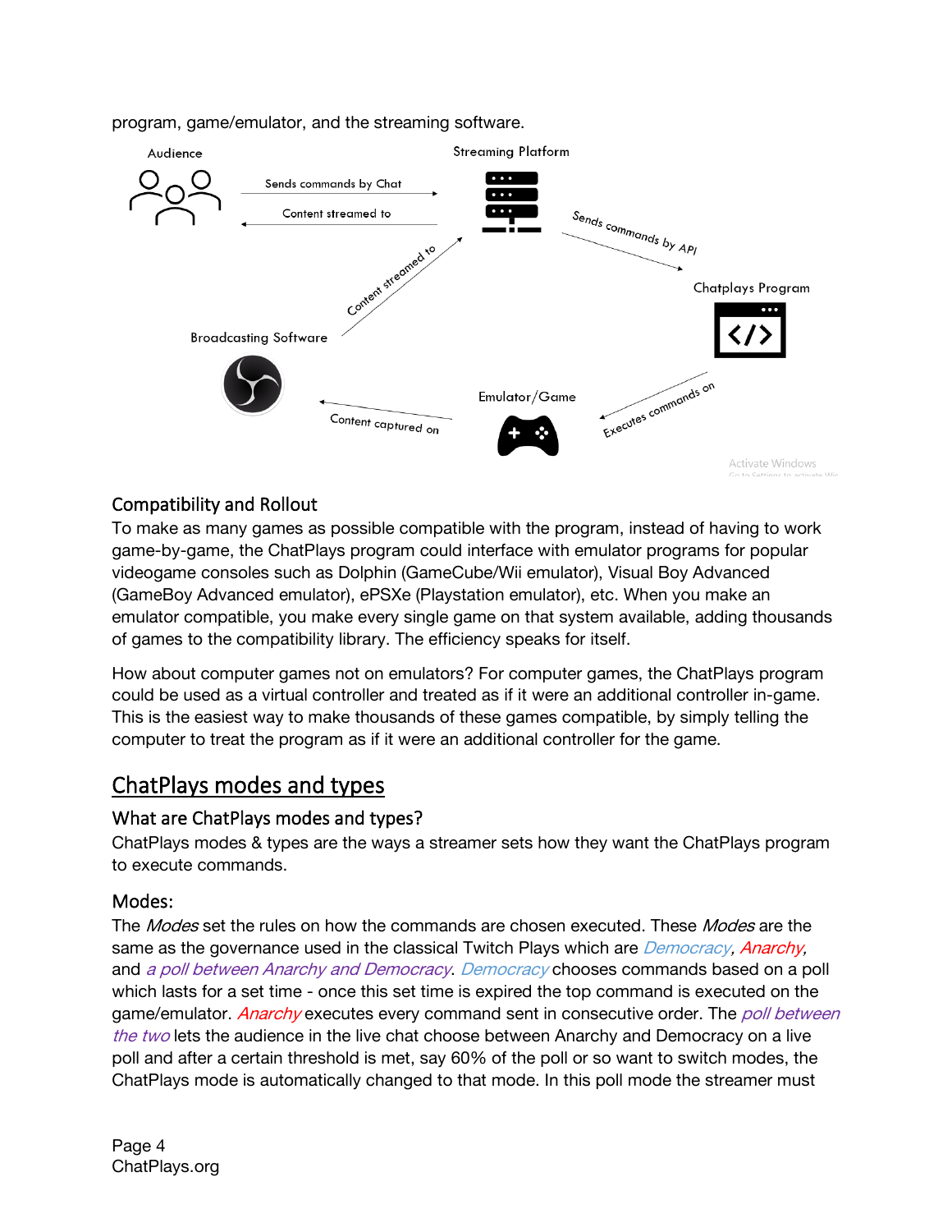program, game/emulator, and the streaming software.

Audience

Sends commands by Chat

Content streamed to

Streaming Platform

Sends commands by API

Chatplays Program

Content streamed to

Broadcasting Software

Content captured on

Emulator/Game

Executes commands on

### Compatibility and Rollout

To make as many games as possible compatible with the program, instead of having to work game-by-game, the ChatPlays program could interface with emulator programs for popular videogame consoles such as Dolphin (GameCube/Wii emulator), Visual Boy Advanced (GameBoy Advanced emulator), ePSXe (Playstation emulator), etc. When you make an emulator compatible, you make every single game on that system available, adding thousands of games to the compatibility library. The efficiency speaks for itself.

How about computer games not on emulators? For computer games, the ChatPlays program could be used as a virtual controller and treated as if it were an additional controller in-game. This is the easiest way to make thousands of these games compatible, by simply telling the computer to treat the program as if it were an additional controller for the game.

## ChatPlays modes and types

### What are ChatPlays modes and types?

ChatPlays modes & types are the ways a streamer sets how they want the ChatPlays program to execute commands.

### Modes:

The *Modes* set the rules on how the commands are chosen executed. These *Modes* are the same as the governance used in the classical Twitch Plays which are *Democracy*, *Anarchy*, and *a poll between Anarchy and Democracy*. *Democracy* chooses commands based on a poll which lasts for a set time - once this set time is expired the top command is executed on the game/emulator. *Anarchy* executes every command sent in consecutive order. The *poll between the two* lets the audience in the live chat choose between Anarchy and Democracy on a live poll and after a certain threshold is met, say 60% of the poll or so want to switch modes, the ChatPlays mode is automatically changed to that mode. In this poll mode the streamer must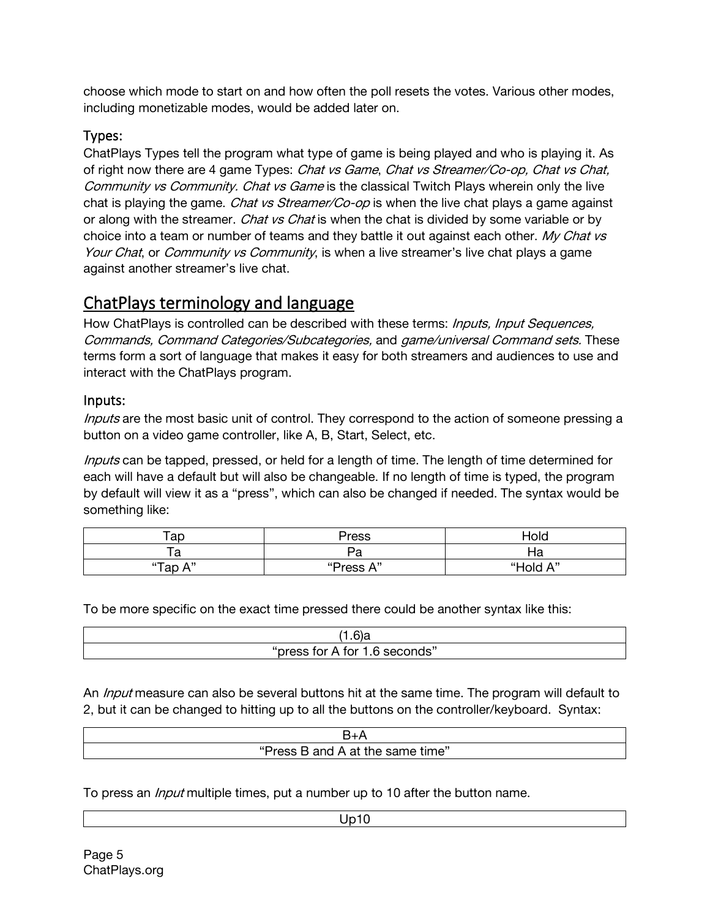choose which mode to start on and how often the poll resets the votes. Various other modes, including monetizable modes, would be added later on.

### Types:

ChatPlays Types tell the program what type of game is being played and who is playing it. As of right now there are 4 game Types: *Chat vs Game*, *Chat vs Streamer/Co-op, Chat vs Chat, Community vs Community. Chat vs Game* is the classical Twitch Plays wherein only the live chat is playing the game. *Chat vs Streamer/Co-op* is when the live chat plays a game against or along with the streamer. *Chat vs Chat* is when the chat is divided by some variable or by choice into a team or number of teams and they battle it out against each other. *My Chat vs Your Chat*, or *Community vs Community*, is when a live streamer's live chat plays a game against another streamer's live chat.

## ChatPlays terminology and language

How ChatPlays is controlled can be described with these terms: *Inputs, Input Sequences, Commands, Command Categories/Subcategories,* and *game/universal Command sets.* These terms form a sort of language that makes it easy for both streamers and audiences to use and interact with the ChatPlays program.

### Inputs:

*Inputs* are the most basic unit of control. They correspond to the action of someone pressing a button on a video game controller, like A, B, Start, Select, etc.

*Inputs* can be tapped, pressed, or held for a length of time. The length of time determined for each will have a default but will also be changeable. If no length of time is typed, the program by default will view it as a "press", which can also be changed if needed. The syntax would be something like:

| Tap | Press | Hold |
| --- | --- | --- |
| Ta | Pa | Ha |
| "Tap A" | "Press A" | "Hold A" |

To be more specific on the exact time pressed there could be another syntax like this:

| (1.6)a |
| --- |
| "press for A for 1.6 seconds" |

An *Input* measure can also be several buttons hit at the same time. The program will default to 2, but it can be changed to hitting up to all the buttons on the controller/keyboard. Syntax:

| B+A |
| --- |
| "Press B and A at the same time" |

To press an *Input* multiple times, put a number up to 10 after the button name.

| Up10 |
| --- |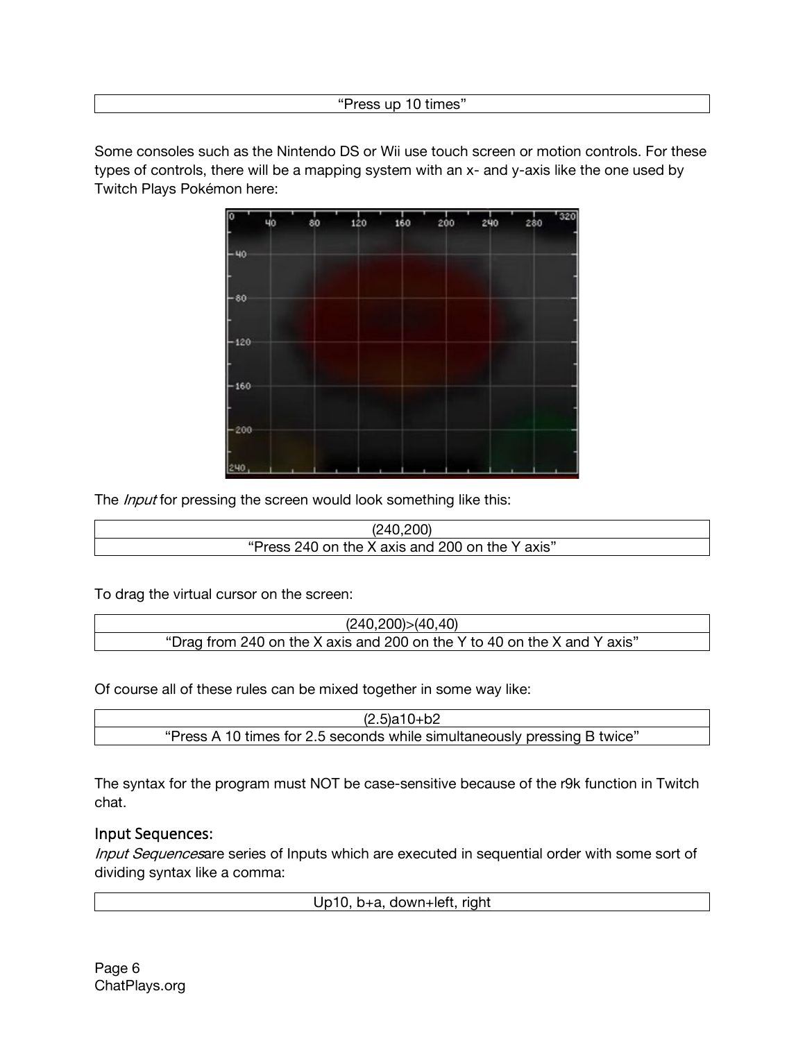| “Press up 10 times” |
|---|

Some consoles such as the Nintendo DS or Wii use touch screen or motion controls. For these types of controls, there will be a mapping system with an x- and y-axis like the one used by Twitch Plays Pokémon here:

The *Input* for pressing the screen would look something like this:

| (240,200) |
|---|
| “Press 240 on the X axis and 200 on the Y axis” |

To drag the virtual cursor on the screen:

| (240,200)>(40,40) |
|---|
| “Drag from 240 on the X axis and 200 on the Y to 40 on the X and Y axis” |

Of course all of these rules can be mixed together in some way like:

| (2.5)a10+b2 |
|---|
| “Press A 10 times for 2.5 seconds while simultaneously pressing B twice” |

The syntax for the program must NOT be case-sensitive because of the r9k function in Twitch chat.

### Input Sequences:

*Input Sequences*are series of Inputs which are executed in sequential order with some sort of dividing syntax like a comma:

| Up10, b+a, down+left, right |
|---|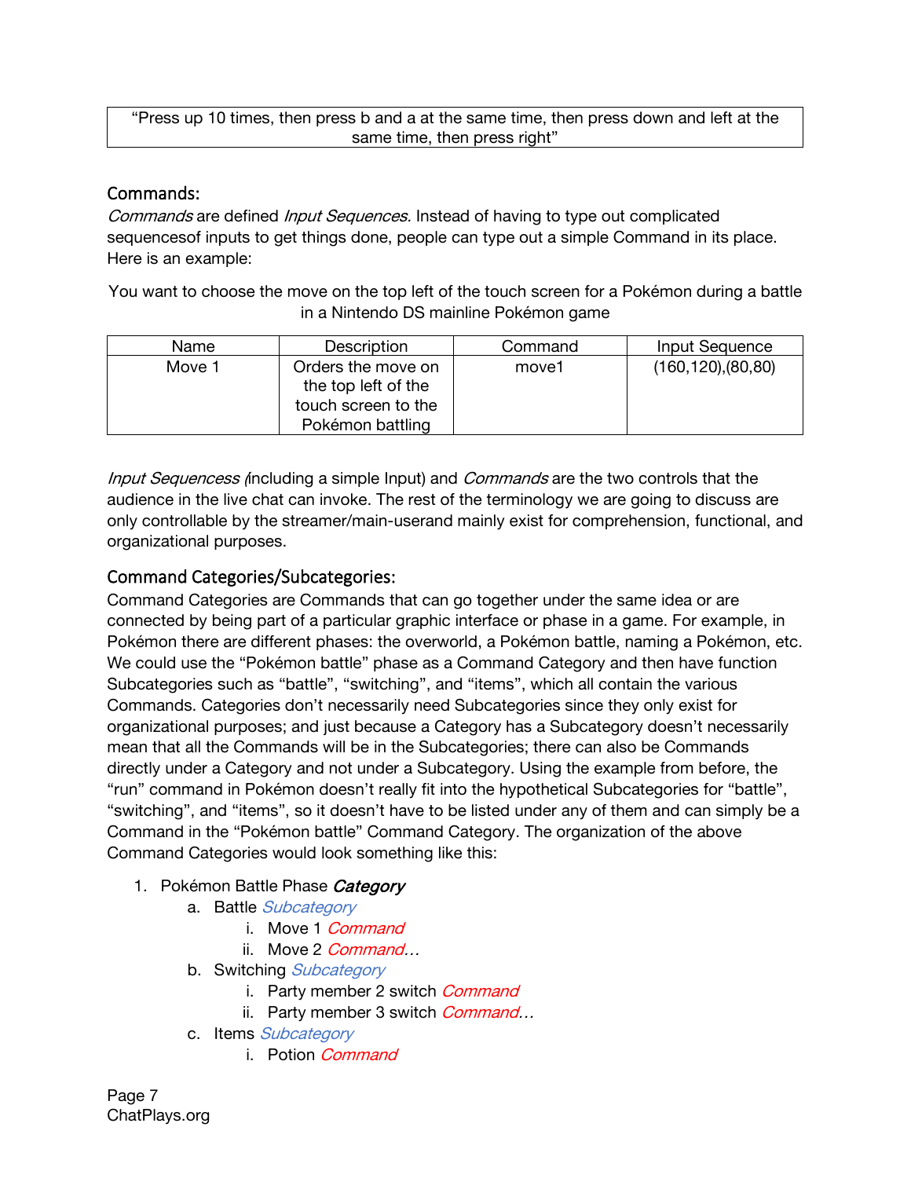| “Press up 10 times, then press b and a at the same time, then press down and left at the same time, then press right” |
| --- |

## Commands:

*Commands* are defined *Input Sequences.* Instead of having to type out complicated sequencesof inputs to get things done, people can type out a simple Command in its place. Here is an example:

You want to choose the move on the top left of the touch screen for a Pokémon during a battle in a Nintendo DS mainline Pokémon game

| Name | Description | Command | Input Sequence |
| --- | --- | --- | --- |
| Move 1 | Orders the move on the top left of the touch screen to the Pokémon battling | move1 | (160,120),(80,80) |

*Input Sequencess* (including a simple Input) and *Commands* are the two controls that the audience in the live chat can invoke. The rest of the terminology we are going to discuss are only controllable by the streamer/main-userand mainly exist for comprehension, functional, and organizational purposes.

## Command Categories/Subcategories:

Command Categories are Commands that can go together under the same idea or are connected by being part of a particular graphic interface or phase in a game. For example, in Pokémon there are different phases: the overworld, a Pokémon battle, naming a Pokémon, etc. We could use the “Pokémon battle” phase as a Command Category and then have function Subcategories such as “battle”, “switching”, and “items”, which all contain the various Commands. Categories don’t necessarily need Subcategories since they only exist for organizational purposes; and just because a Category has a Subcategory doesn’t necessarily mean that all the Commands will be in the Subcategories; there can also be Commands directly under a Category and not under a Subcategory. Using the example from before, the “run” command in Pokémon doesn’t really fit into the hypothetical Subcategories for “battle”, “switching”, and “items”, so it doesn’t have to be listed under any of them and can simply be a Command in the “Pokémon battle” Command Category. The organization of the above Command Categories would look something like this:

1. Pokémon Battle Phase ***Category***
   a. Battle *Subcategory*
      i. Move 1 *Command*
      ii. Move 2 *Command…*
   b. Switching *Subcategory*
      i. Party member 2 switch *Command*
      ii. Party member 3 switch *Command…*
   c. Items *Subcategory*
      i. Potion *Command*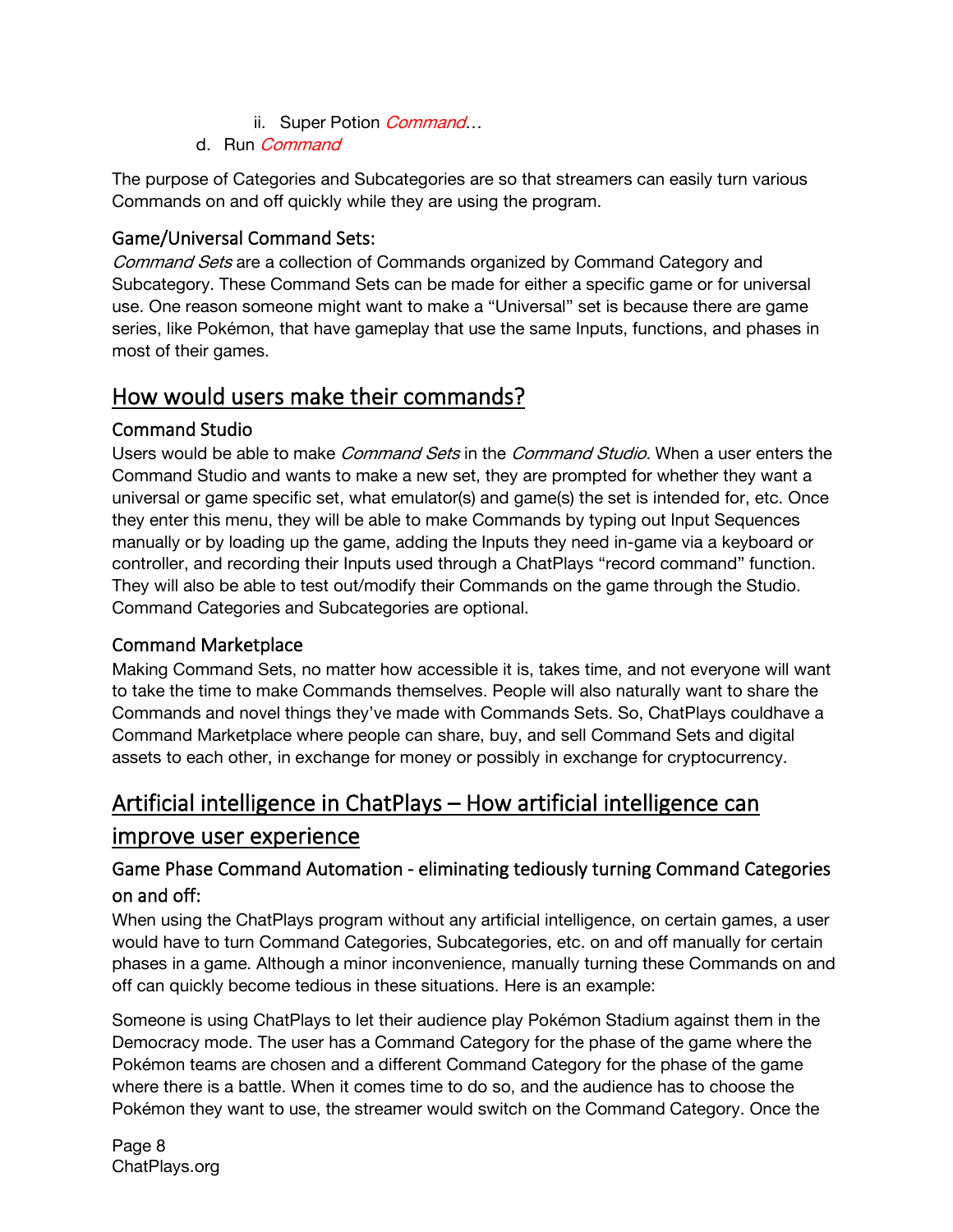ii. Super Potion *Command…*

d. Run *Command*

The purpose of Categories and Subcategories are so that streamers can easily turn various Commands on and off quickly while they are using the program.

### Game/Universal Command Sets:

*Command Sets* are a collection of Commands organized by Command Category and Subcategory. These Command Sets can be made for either a specific game or for universal use. One reason someone might want to make a "Universal" set is because there are game series, like Pokémon, that have gameplay that use the same Inputs, functions, and phases in most of their games.

## How would users make their commands?

### Command Studio

Users would be able to make *Command Sets* in the *Command Studio.* When a user enters the Command Studio and wants to make a new set, they are prompted for whether they want a universal or game specific set, what emulator(s) and game(s) the set is intended for, etc. Once they enter this menu, they will be able to make Commands by typing out Input Sequences manually or by loading up the game, adding the Inputs they need in-game via a keyboard or controller, and recording their Inputs used through a ChatPlays "record command" function. They will also be able to test out/modify their Commands on the game through the Studio. Command Categories and Subcategories are optional.

### Command Marketplace

Making Command Sets, no matter how accessible it is, takes time, and not everyone will want to take the time to make Commands themselves. People will also naturally want to share the Commands and novel things they've made with Commands Sets. So, ChatPlays couldhave a Command Marketplace where people can share, buy, and sell Command Sets and digital assets to each other, in exchange for money or possibly in exchange for cryptocurrency.

## Artificial intelligence in ChatPlays – How artificial intelligence can improve user experience

### Game Phase Command Automation - eliminating tediously turning Command Categories on and off:

When using the ChatPlays program without any artificial intelligence, on certain games, a user would have to turn Command Categories, Subcategories, etc. on and off manually for certain phases in a game. Although a minor inconvenience, manually turning these Commands on and off can quickly become tedious in these situations. Here is an example:

Someone is using ChatPlays to let their audience play Pokémon Stadium against them in the Democracy mode. The user has a Command Category for the phase of the game where the Pokémon teams are chosen and a different Command Category for the phase of the game where there is a battle. When it comes time to do so, and the audience has to choose the Pokémon they want to use, the streamer would switch on the Command Category. Once the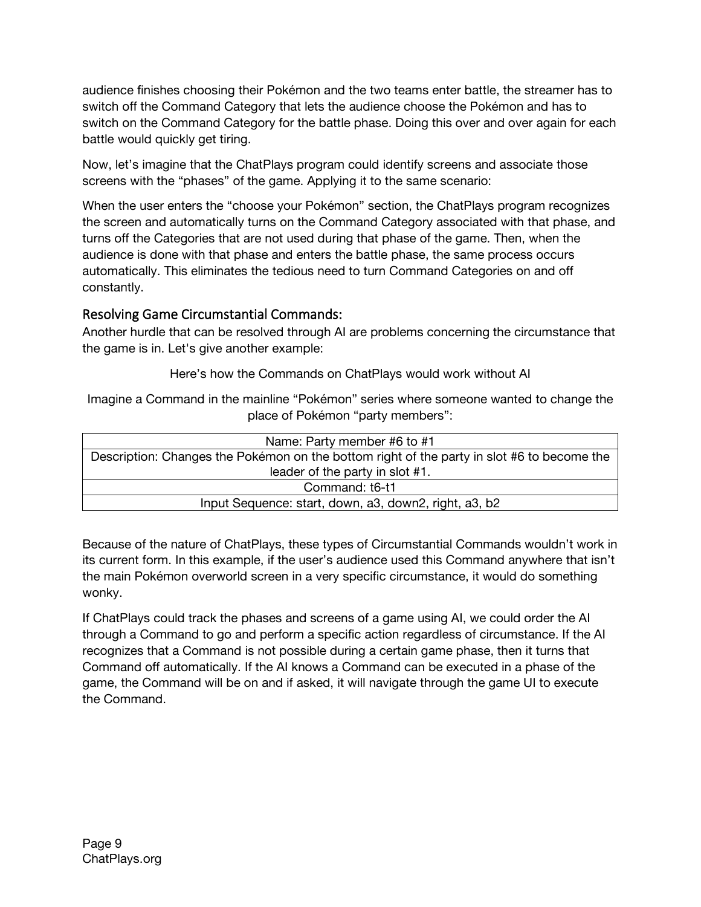audience finishes choosing their Pokémon and the two teams enter battle, the streamer has to switch off the Command Category that lets the audience choose the Pokémon and has to switch on the Command Category for the battle phase. Doing this over and over again for each battle would quickly get tiring.

Now, let's imagine that the ChatPlays program could identify screens and associate those screens with the "phases" of the game. Applying it to the same scenario:

When the user enters the "choose your Pokémon" section, the ChatPlays program recognizes the screen and automatically turns on the Command Category associated with that phase, and turns off the Categories that are not used during that phase of the game. Then, when the audience is done with that phase and enters the battle phase, the same process occurs automatically. This eliminates the tedious need to turn Command Categories on and off constantly.

## Resolving Game Circumstantial Commands:

Another hurdle that can be resolved through AI are problems concerning the circumstance that the game is in. Let's give another example:

Here's how the Commands on ChatPlays would work without AI

Imagine a Command in the mainline "Pokémon" series where someone wanted to change the place of Pokémon "party members":

| Name: Party member #6 to #1 |
| --- |
| Description: Changes the Pokémon on the bottom right of the party in slot #6 to become the leader of the party in slot #1. |
| Command: t6-t1 |
| Input Sequence: start, down, a3, down2, right, a3, b2 |

Because of the nature of ChatPlays, these types of Circumstantial Commands wouldn't work in its current form. In this example, if the user's audience used this Command anywhere that isn't the main Pokémon overworld screen in a very specific circumstance, it would do something wonky.

If ChatPlays could track the phases and screens of a game using AI, we could order the AI through a Command to go and perform a specific action regardless of circumstance. If the AI recognizes that a Command is not possible during a certain game phase, then it turns that Command off automatically. If the AI knows a Command can be executed in a phase of the game, the Command will be on and if asked, it will navigate through the game UI to execute the Command.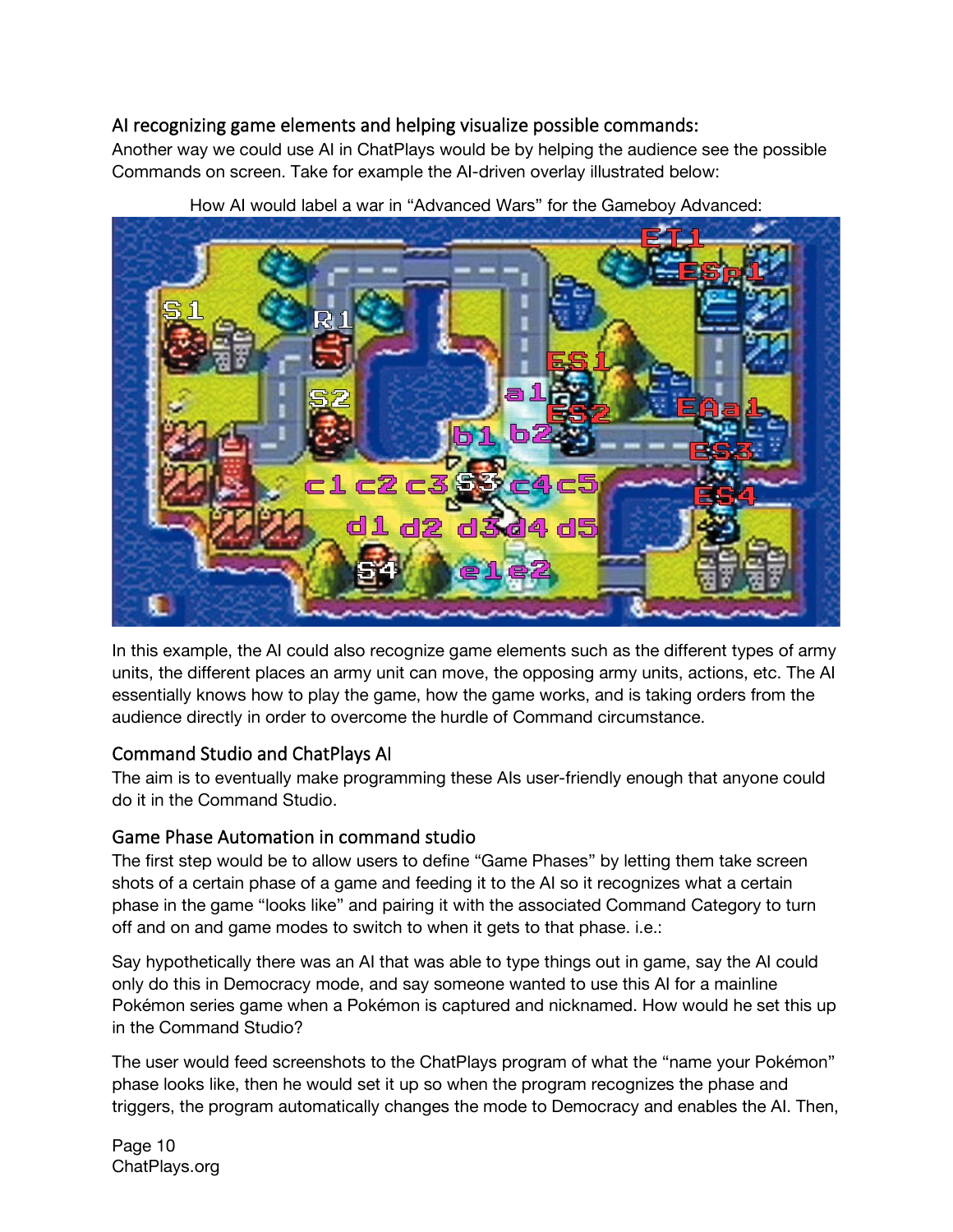## AI recognizing game elements and helping visualize possible commands:

Another way we could use AI in ChatPlays would be by helping the audience see the possible Commands on screen. Take for example the AI-driven overlay illustrated below:

How AI would label a war in "Advanced Wars" for the Gameboy Advanced:

In this example, the AI could also recognize game elements such as the different types of army units, the different places an army unit can move, the opposing army units, actions, etc. The AI essentially knows how to play the game, how the game works, and is taking orders from the audience directly in order to overcome the hurdle of Command circumstance.

## Command Studio and ChatPlays AI

The aim is to eventually make programming these AIs user-friendly enough that anyone could do it in the Command Studio.

## Game Phase Automation in command studio

The first step would be to allow users to define "Game Phases" by letting them take screen shots of a certain phase of a game and feeding it to the AI so it recognizes what a certain phase in the game "looks like" and pairing it with the associated Command Category to turn off and on and game modes to switch to when it gets to that phase. i.e.:

Say hypothetically there was an AI that was able to type things out in game, say the AI could only do this in Democracy mode, and say someone wanted to use this AI for a mainline Pokémon series game when a Pokémon is captured and nicknamed. How would he set this up in the Command Studio?

The user would feed screenshots to the ChatPlays program of what the "name your Pokémon" phase looks like, then he would set it up so when the program recognizes the phase and triggers, the program automatically changes the mode to Democracy and enables the AI. Then,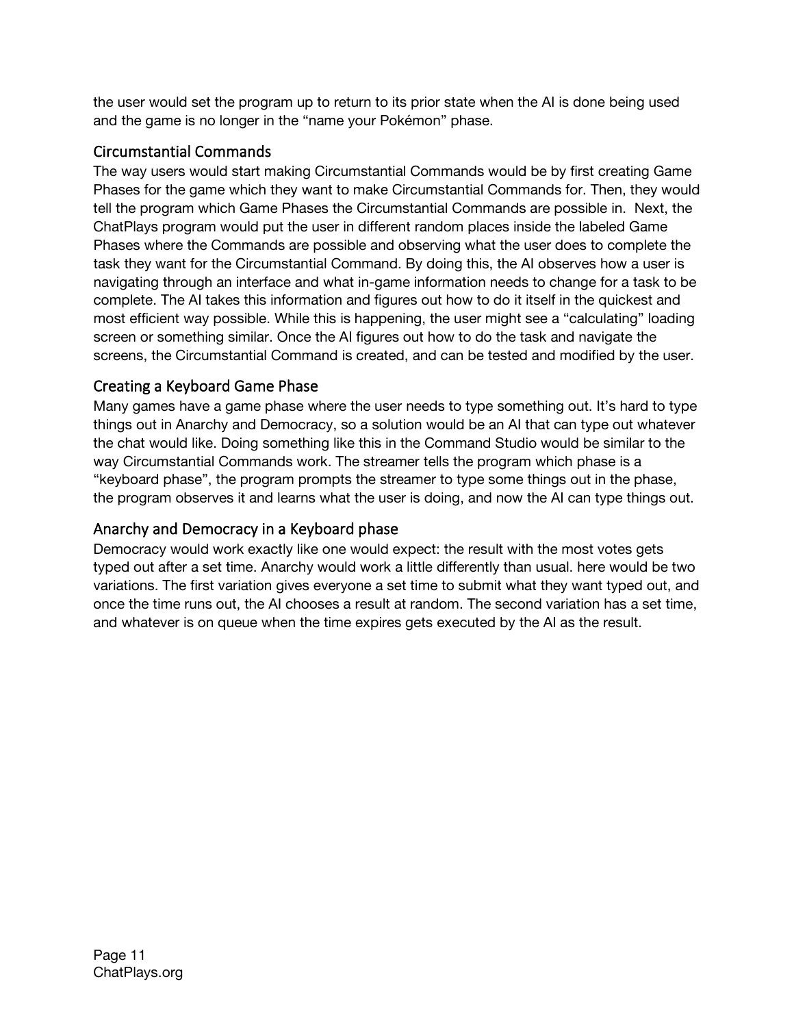the user would set the program up to return to its prior state when the AI is done being used and the game is no longer in the “name your Pokémon” phase.

## Circumstantial Commands

The way users would start making Circumstantial Commands would be by first creating Game Phases for the game which they want to make Circumstantial Commands for. Then, they would tell the program which Game Phases the Circumstantial Commands are possible in. Next, the ChatPlays program would put the user in different random places inside the labeled Game Phases where the Commands are possible and observing what the user does to complete the task they want for the Circumstantial Command. By doing this, the AI observes how a user is navigating through an interface and what in-game information needs to change for a task to be complete. The AI takes this information and figures out how to do it itself in the quickest and most efficient way possible. While this is happening, the user might see a “calculating” loading screen or something similar. Once the AI figures out how to do the task and navigate the screens, the Circumstantial Command is created, and can be tested and modified by the user.

## Creating a Keyboard Game Phase

Many games have a game phase where the user needs to type something out. It’s hard to type things out in Anarchy and Democracy, so a solution would be an AI that can type out whatever the chat would like. Doing something like this in the Command Studio would be similar to the way Circumstantial Commands work. The streamer tells the program which phase is a “keyboard phase”, the program prompts the streamer to type some things out in the phase, the program observes it and learns what the user is doing, and now the AI can type things out.

## Anarchy and Democracy in a Keyboard phase

Democracy would work exactly like one would expect: the result with the most votes gets typed out after a set time. Anarchy would work a little differently than usual. here would be two variations. The first variation gives everyone a set time to submit what they want typed out, and once the time runs out, the AI chooses a result at random. The second variation has a set time, and whatever is on queue when the time expires gets executed by the AI as the result.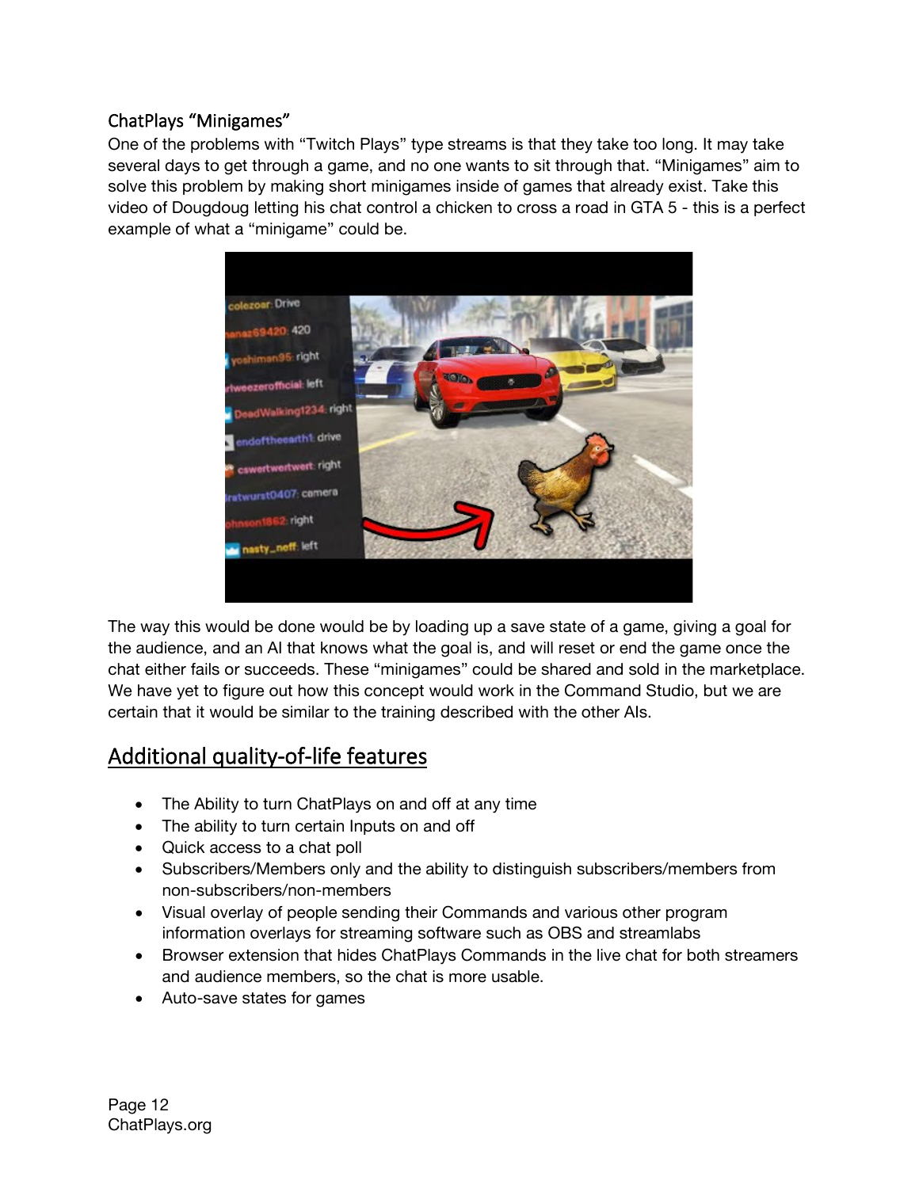### ChatPlays "Minigames"

One of the problems with "Twitch Plays" type streams is that they take too long. It may take several days to get through a game, and no one wants to sit through that. "Minigames" aim to solve this problem by making short minigames inside of games that already exist. Take this video of Dougdoug letting his chat control a chicken to cross a road in GTA 5 - this is a perfect example of what a "minigame" could be.

The way this would be done would be by loading up a save state of a game, giving a goal for the audience, and an AI that knows what the goal is, and will reset or end the game once the chat either fails or succeeds. These "minigames" could be shared and sold in the marketplace. We have yet to figure out how this concept would work in the Command Studio, but we are certain that it would be similar to the training described with the other AIs.

## Additional quality-of-life features

- The Ability to turn ChatPlays on and off at any time
- The ability to turn certain Inputs on and off
- Quick access to a chat poll
- Subscribers/Members only and the ability to distinguish subscribers/members from non-subscribers/non-members
- Visual overlay of people sending their Commands and various other program information overlays for streaming software such as OBS and streamlabs
- Browser extension that hides ChatPlays Commands in the live chat for both streamers and audience members, so the chat is more usable.
- Auto-save states for games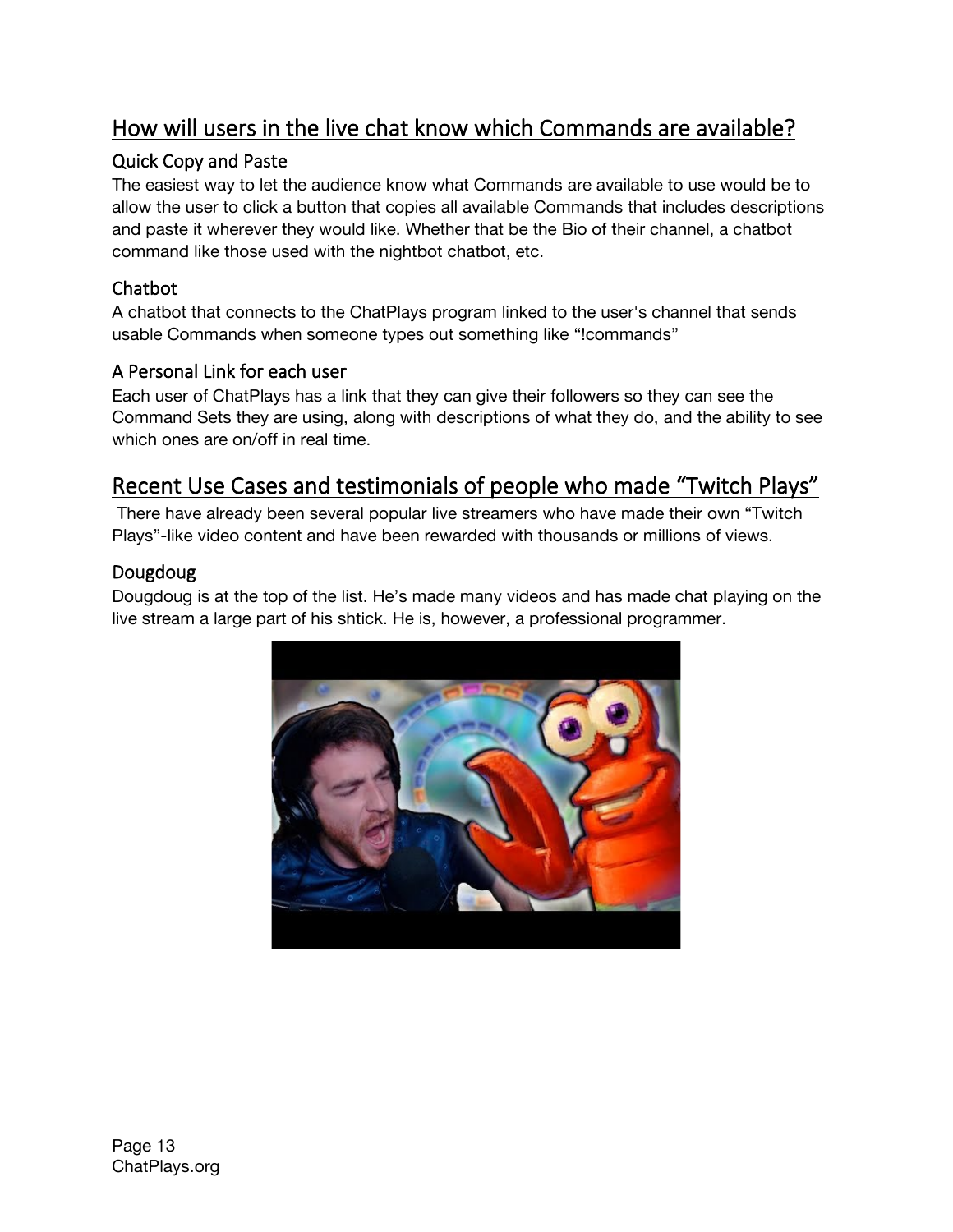## How will users in the live chat know which Commands are available?

### Quick Copy and Paste

The easiest way to let the audience know what Commands are available to use would be to allow the user to click a button that copies all available Commands that includes descriptions and paste it wherever they would like. Whether that be the Bio of their channel, a chatbot command like those used with the nightbot chatbot, etc.

### Chatbot

A chatbot that connects to the ChatPlays program linked to the user's channel that sends usable Commands when someone types out something like "!commands"

### A Personal Link for each user

Each user of ChatPlays has a link that they can give their followers so they can see the Command Sets they are using, along with descriptions of what they do, and the ability to see which ones are on/off in real time.

## Recent Use Cases and testimonials of people who made "Twitch Plays"

There have already been several popular live streamers who have made their own "Twitch Plays"-like video content and have been rewarded with thousands or millions of views.

### Dougdoug

Dougdoug is at the top of the list. He's made many videos and has made chat playing on the live stream a large part of his shtick. He is, however, a professional programmer.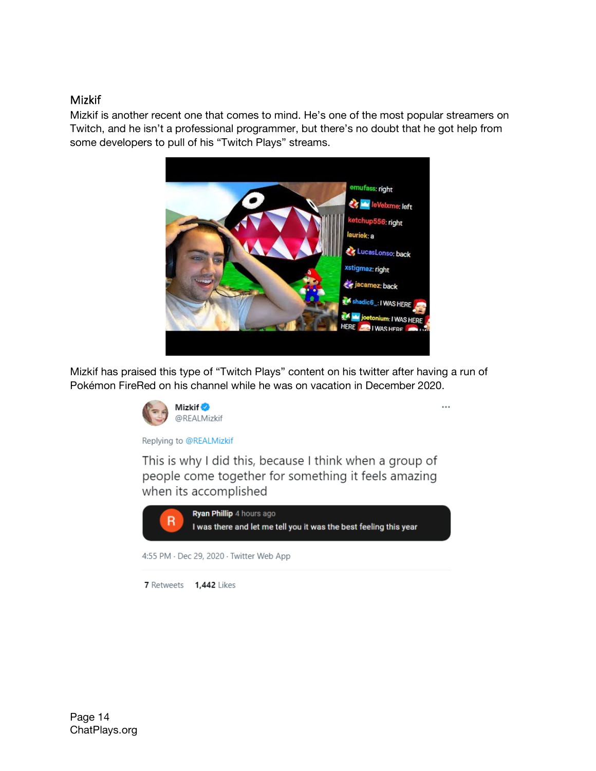## Mizkif

Mizkif is another recent one that comes to mind. He's one of the most popular streamers on Twitch, and he isn't a professional programmer, but there's no doubt that he got help from some developers to pull of his "Twitch Plays" streams.

Mizkif has praised this type of "Twitch Plays" content on his twitter after having a run of Pokémon FireRed on his channel while he was on vacation in December 2020.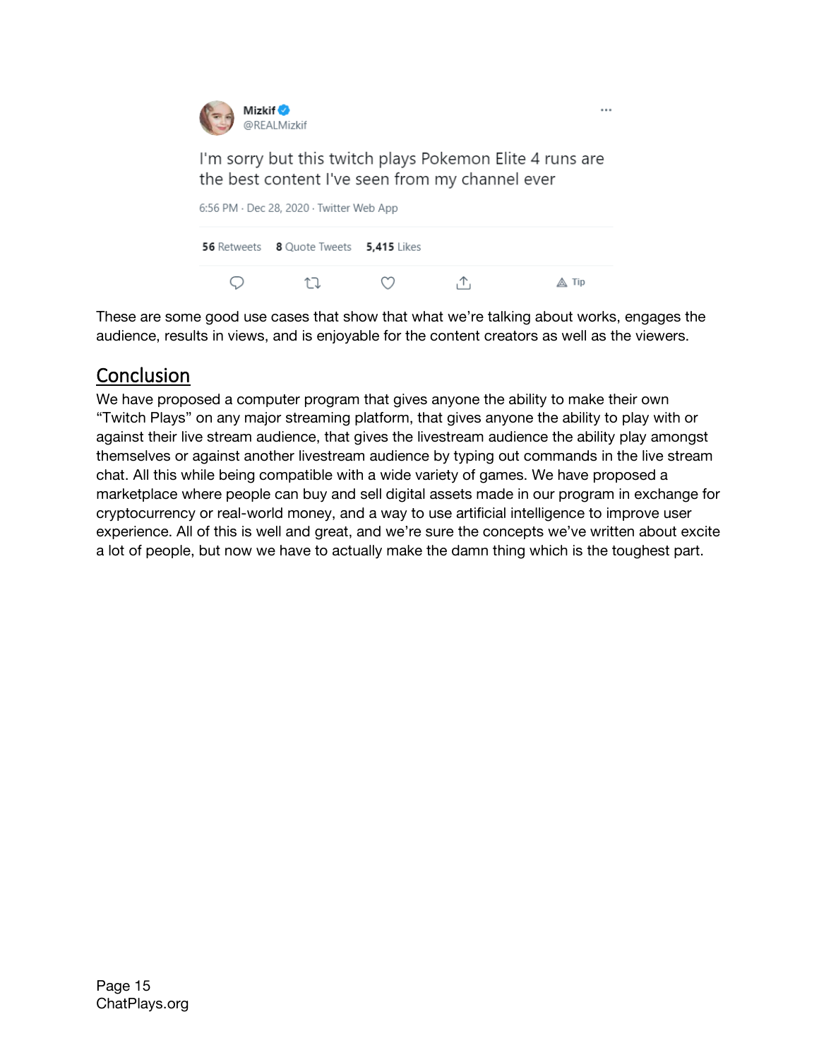Mizkif @REALMizkif

I'm sorry but this twitch plays Pokemon Elite 4 runs are the best content I've seen from my channel ever

6:56 PM · Dec 28, 2020 · Twitter Web App

56 Retweets 8 Quote Tweets 5,415 Likes

These are some good use cases that show that what we're talking about works, engages the audience, results in views, and is enjoyable for the content creators as well as the viewers.

## Conclusion

We have proposed a computer program that gives anyone the ability to make their own "Twitch Plays" on any major streaming platform, that gives anyone the ability to play with or against their live stream audience, that gives the livestream audience the ability play amongst themselves or against another livestream audience by typing out commands in the live stream chat. All this while being compatible with a wide variety of games. We have proposed a marketplace where people can buy and sell digital assets made in our program in exchange for cryptocurrency or real-world money, and a way to use artificial intelligence to improve user experience. All of this is well and great, and we're sure the concepts we've written about excite a lot of people, but now we have to actually make the damn thing which is the toughest part.

ChatPlays.org